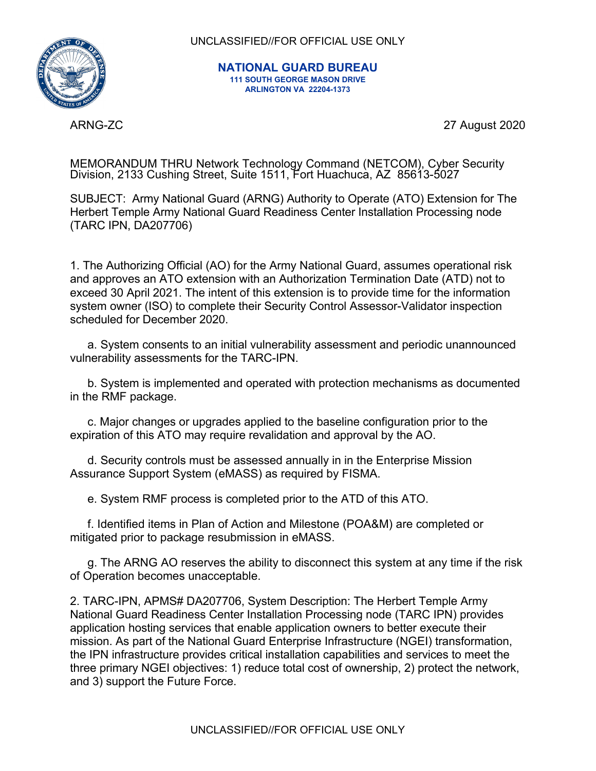UNCLASSIFIED//FOR OFFICIAL USE ONLY

**NATIONAL GUARD BUREAU**
**111 SOUTH GEORGE MASON DRIVE**
**ARLINGTON VA 22204-1373**

ARNG-ZC

27 August 2020

MEMORANDUM THRU Network Technology Command (NETCOM), Cyber Security Division, 2133 Cushing Street, Suite 1511, Fort Huachuca, AZ 85613-5027

SUBJECT: Army National Guard (ARNG) Authority to Operate (ATO) Extension for The Herbert Temple Army National Guard Readiness Center Installation Processing node (TARC IPN, DA207706)

1. The Authorizing Official (AO) for the Army National Guard, assumes operational risk and approves an ATO extension with an Authorization Termination Date (ATD) not to exceed 30 April 2021. The intent of this extension is to provide time for the information system owner (ISO) to complete their Security Control Assessor-Validator inspection scheduled for December 2020.

   a. System consents to an initial vulnerability assessment and periodic unannounced vulnerability assessments for the TARC-IPN.

   b. System is implemented and operated with protection mechanisms as documented in the RMF package.

   c. Major changes or upgrades applied to the baseline configuration prior to the expiration of this ATO may require revalidation and approval by the AO.

   d. Security controls must be assessed annually in in the Enterprise Mission Assurance Support System (eMASS) as required by FISMA.

   e. System RMF process is completed prior to the ATD of this ATO.

   f. Identified items in Plan of Action and Milestone (POA&M) are completed or mitigated prior to package resubmission in eMASS.

   g. The ARNG AO reserves the ability to disconnect this system at any time if the risk of Operation becomes unacceptable.

2. TARC-IPN, APMS# DA207706, System Description: The Herbert Temple Army National Guard Readiness Center Installation Processing node (TARC IPN) provides application hosting services that enable application owners to better execute their mission. As part of the National Guard Enterprise Infrastructure (NGEI) transformation, the IPN infrastructure provides critical installation capabilities and services to meet the three primary NGEI objectives: 1) reduce total cost of ownership, 2) protect the network, and 3) support the Future Force.

UNCLASSIFIED//FOR OFFICIAL USE ONLY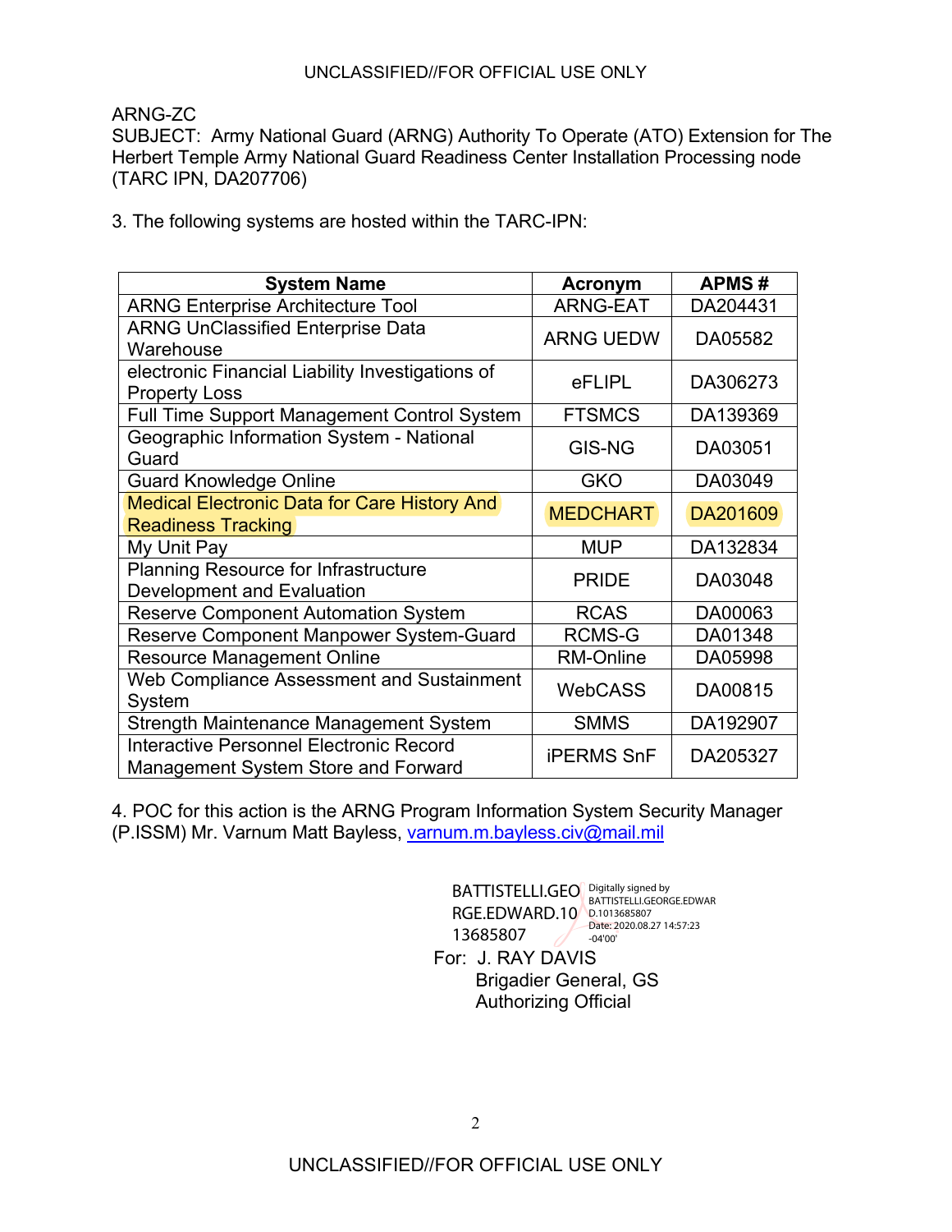ARNG-ZC
SUBJECT: Army National Guard (ARNG) Authority To Operate (ATO) Extension for The Herbert Temple Army National Guard Readiness Center Installation Processing node (TARC IPN, DA207706)

3. The following systems are hosted within the TARC-IPN:

| System Name | Acronym | APMS # |
|---|---|---|
| ARNG Enterprise Architecture Tool | ARNG-EAT | DA204431 |
| ARNG UnClassified Enterprise Data Warehouse | ARNG UEDW | DA05582 |
| electronic Financial Liability Investigations of Property Loss | eFLIPL | DA306273 |
| Full Time Support Management Control System | FTSMCS | DA139369 |
| Geographic Information System - National Guard | GIS-NG | DA03051 |
| Guard Knowledge Online | GKO | DA03049 |
| Medical Electronic Data for Care History And Readiness Tracking | MEDCHART | DA201609 |
| My Unit Pay | MUP | DA132834 |
| Planning Resource for Infrastructure Development and Evaluation | PRIDE | DA03048 |
| Reserve Component Automation System | RCAS | DA00063 |
| Reserve Component Manpower System-Guard | RCMS-G | DA01348 |
| Resource Management Online | RM-Online | DA05998 |
| Web Compliance Assessment and Sustainment System | WebCASS | DA00815 |
| Strength Maintenance Management System | SMMS | DA192907 |
| Interactive Personnel Electronic Record Management System Store and Forward | iPERMS SnF | DA205327 |

4. POC for this action is the ARNG Program Information System Security Manager (P.ISSM) Mr. Varnum Matt Bayless, varnum.m.bayless.civ@mail.mil

BATTISTELLI.GEORGE.EDWARD.1013685807
Digitally signed by BATTISTELLI.GEORGE.EDWARD.1013685807
Date: 2020.08.27 14:57:23 -04'00'

For: J. RAY DAVIS
Brigadier General, GS
Authorizing Official